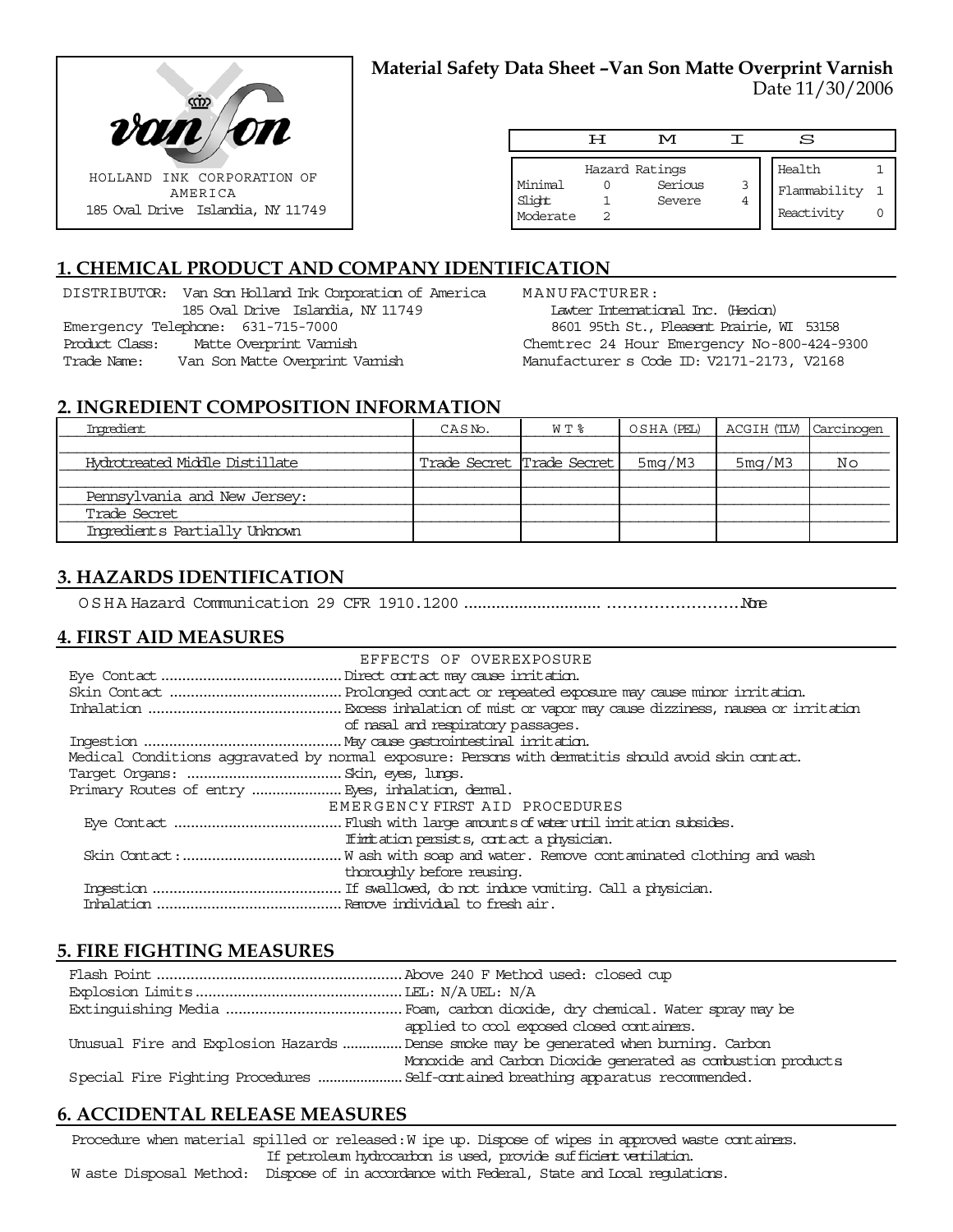HOLLAND INK CORPORATION OF AMERICA
185 Oval Drive Islandia, NY 11749

**Material Safety Data Sheet –Van Son Matte Overprint Varnish**
Date 11/30/2006

| H M I S | | | | | |
|---|---|---|---|---|---|
| Hazard Ratings | | | | Health | 1 |
| Minimal | 0 | Serious | 3 | Flammability | 1 |
| Slight | 1 | Severe | 4 | Reactivity | 0 |
| Moderate | 2 | | | | |

## 1. CHEMICAL PRODUCT AND COMPANY IDENTIFICATION

DISTRIBUTOR: Van Son Holland Ink Corporation of America
185 Oval Drive Islandia, NY 11749
Emergency Telephone: 631-715-7000
Product Class: Matte Overprint Varnish
Trade Name: Van Son Matte Overprint Varnish

MANUFACTURER:
Lawter International Inc. (Hexion)
8601 95th St., Pleasent Prairie, WI 53158
Chemtrec 24 Hour Emergency No-800-424-9300
Manufacturer s Code ID: V2171-2173, V2168

## 2. INGREDIENT COMPOSITION INFORMATION

| Ingredient | CAS No. | WT % | OSHA (PEL) | ACGIH (TLV) | Carcinogen |
|---|---|---|---|---|---|
| Hydrotreated Middle Distillate | Trade Secret | Trade Secret | 5mg/M3 | 5mg/M3 | No |
| Pennsylvania and New Jersey: | | | | | |
| Trade Secret | | | | | |
| Ingredients Partially Unknown | | | | | |

## 3. HAZARDS IDENTIFICATION

OSHA Hazard Communication 29 CFR 1910.1200 .................................................... None

## 4. FIRST AID MEASURES

EFFECTS OF OVEREXPOSURE

Eye Contact .......................... Direct contact may cause irritation.
Skin Contact .......................... Prolonged contact or repeated exposure may cause minor irritation.
Inhalation .......................... Excess inhalation of mist or vapor may cause dizziness, nausea or irritation of nasal and respiratory passages.
Ingestion .......................... May cause gastrointestinal irritation.
Medical Conditions aggravated by normal exposure: Persons with dermatitis should avoid skin contact.
Target Organs: .......................... Skin, eyes, lungs.
Primary Routes of entry .......................... Eyes, inhalation, dermal.

EMERGENCY FIRST AID PROCEDURES

Eye Contact .......................... Flush with large amounts of water until irritation subsides. If irritation persists, contact a physician.
Skin Contact: .......................... Wash with soap and water. Remove contaminated clothing and wash thoroughly before reusing.
Ingestion .......................... If swallowed, do not induce vomiting. Call a physician.
Inhalation .......................... Remove individual to fresh air.

## 5. FIRE FIGHTING MEASURES

Flash Point .......................... Above 240 F Method used: closed cup
Explosion Limits .......................... LEL: N/A UEL: N/A
Extinguishing Media .......................... Foam, carbon dioxide, dry chemical. Water spray may be applied to cool exposed closed containers.
Unusual Fire and Explosion Hazards .......................... Dense smoke may be generated when burning. Carbon Monoxide and Carbon Dioxide generated as combustion products
Special Fire Fighting Procedures .......................... Self-contained breathing apparatus recommended.

## 6. ACCIDENTAL RELEASE MEASURES

Procedure when material spilled or released: Wipe up. Dispose of wipes in approved waste containers. If petroleum hydrocarbon is used, provide sufficient ventilation.
Waste Disposal Method: Dispose of in accordance with Federal, State and Local regulations.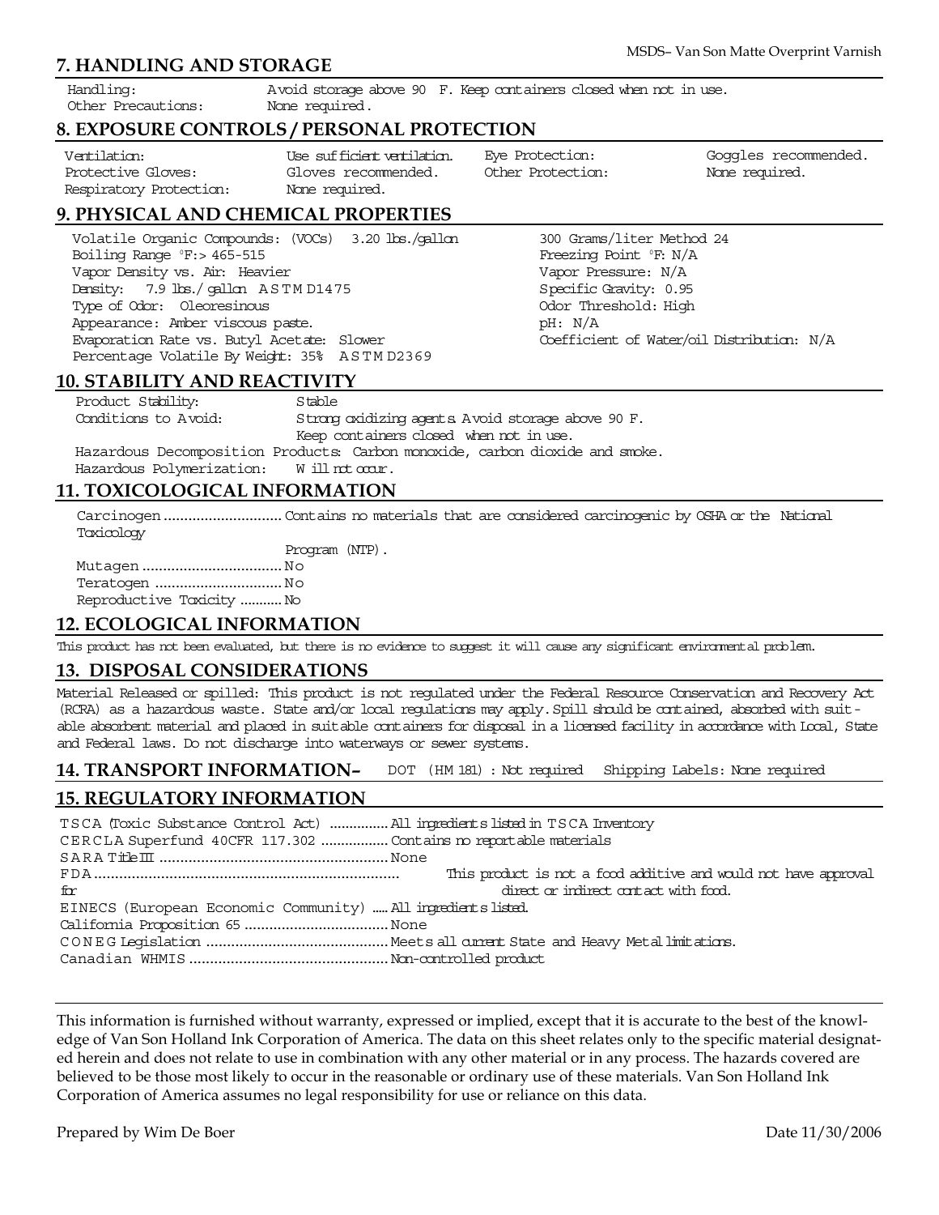## 7. HANDLING AND STORAGE

| | |
|---|---|
| Handling: | Avoid storage above 90 F. Keep containers closed when not in use. |
| Other Precautions: | None required. |

## 8. EXPOSURE CONTROLS / PERSONAL PROTECTION

| | | | |
|---|---|---|---|
| Ventilation: | Use sufficient ventilation. | Eye Protection: | Goggles recommended. |
| Protective Gloves: | Gloves recommended. | Other Protection: | None required. |
| Respiratory Protection: | None required. | | |

## 9. PHYSICAL AND CHEMICAL PROPERTIES

| | |
|---|---|
| Volatile Organic Compounds: (VOCs) 3.20 lbs./gallon | 300 Grams/liter Method 24 |
| Boiling Range °F:> 465-515 | Freezing Point °F: N/A |
| Vapor Density vs. Air: Heavier | Vapor Pressure: N/A |
| Density: 7.9 lbs./gallon ASTM D1475 | Specific Gravity: 0.95 |
| Type of Odor: Oleoresinous | Odor Threshold: High |
| Appearance: Amber viscous paste. | pH: N/A |
| Evaporation Rate vs. Butyl Acetate: Slower | Coefficient of Water/oil Distribution: N/A |
| Percentage Volatile By Weight: 35% ASTM D2369 | |

## 10. STABILITY AND REACTIVITY

Product Stability: Stable

Conditions to Avoid: Strong oxidizing agents. Avoid storage above 90 F. Keep containers closed when not in use.

Hazardous Decomposition Products: Carbon monoxide, carbon dioxide and smoke.

Hazardous Polymerization: Will not occur.

## 11. TOXICOLOGICAL INFORMATION

Carcinogen ............................ Contains no materials that are considered carcinogenic by OSHA or the National Toxicology Program (NTP).

Mutagen ................................ No

Teratogen .............................. No

Reproductive Toxicity .......... No

## 12. ECOLOGICAL INFORMATION

This product has not been evaluated, but there is no evidence to suggest it will cause any significant environmental problem.

## 13. DISPOSAL CONSIDERATIONS

Material Released or spilled: This product is not regulated under the Federal Resource Conservation and Recovery Act (RCRA) as a hazardous waste. State and/or local regulations may apply. Spill should be contained, absorbed with suitable absorbent material and placed in suitable containers for disposal in a licensed facility in accordance with Local, State and Federal laws. Do not discharge into waterways or sewer systems.

## 14. TRANSPORT INFORMATION– DOT (HM 181) : Not required Shipping Labels: None required

## 15. REGULATORY INFORMATION

TSCA (Toxic Substance Control Act) ............... All ingredients listed in TSCA Inventory

CERCLA Superfund 40CFR 117.302 ................ Contains no reportable materials

SARA Title III ....................................................... None

FDA ......................................................................... This product is not a food additive and would not have approval for direct or indirect contact with food.

EINECS (European Economic Community) ..... All ingredients listed.

California Proposition 65 .................................. None

CONEG Legislation ........................................... Meets all current State and Heavy Metal limitations.

Canadian WHMIS ................................................ Non-controlled product

---

This information is furnished without warranty, expressed or implied, except that it is accurate to the best of the knowledge of Van Son Holland Ink Corporation of America. The data on this sheet relates only to the specific material designated herein and does not relate to use in combination with any other material or in any process. The hazards covered are believed to be those most likely to occur in the reasonable or ordinary use of these materials. Van Son Holland Ink Corporation of America assumes no legal responsibility for use or reliance on this data.

Prepared by Wim De Boer

Date 11/30/2006